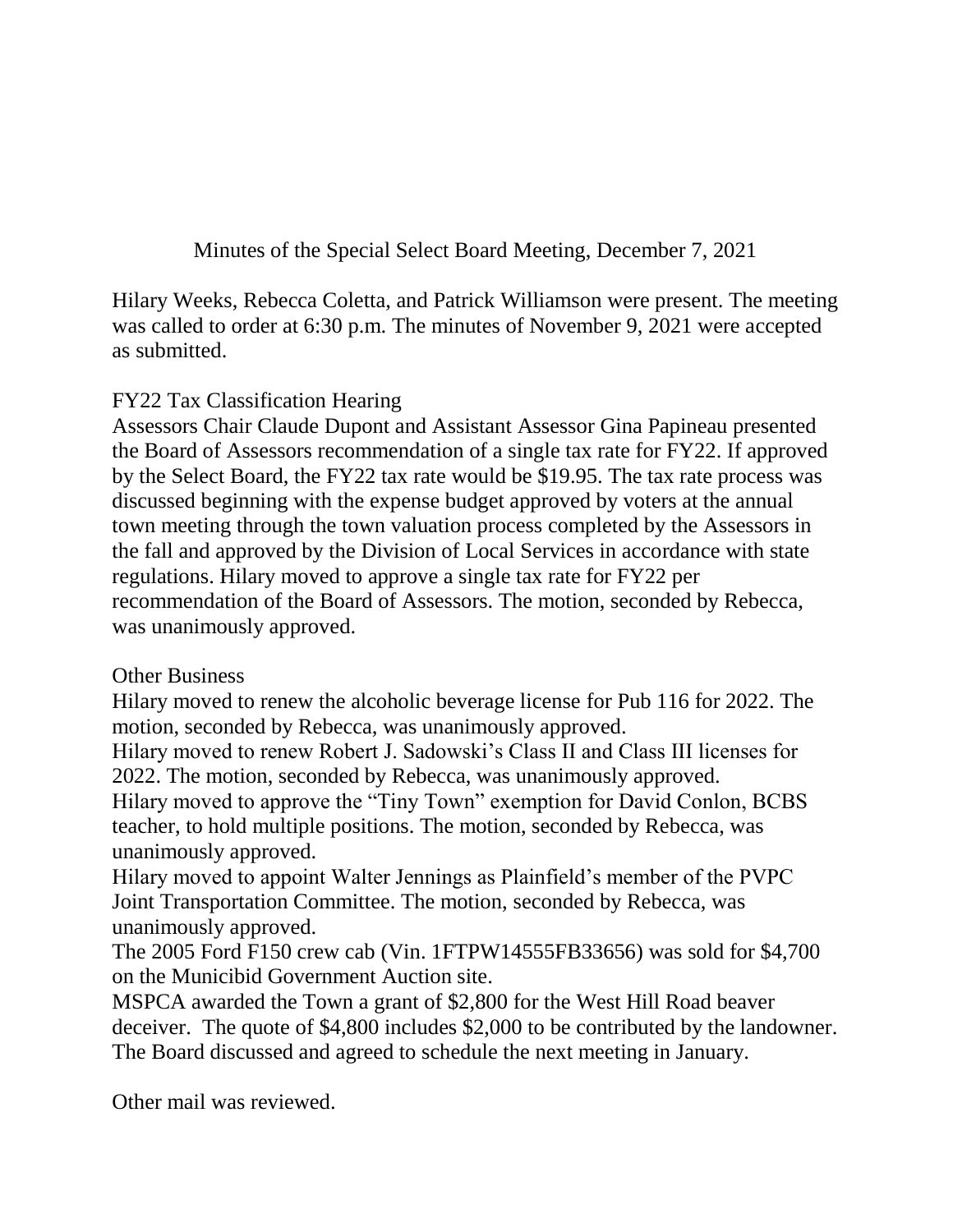# Minutes of the Special Select Board Meeting, December 7, 2021

Hilary Weeks, Rebecca Coletta, and Patrick Williamson were present. The meeting was called to order at 6:30 p.m. The minutes of November 9, 2021 were accepted as submitted.

## FY22 Tax Classification Hearing

Assessors Chair Claude Dupont and Assistant Assessor Gina Papineau presented the Board of Assessors recommendation of a single tax rate for FY22. If approved by the Select Board, the FY22 tax rate would be $19.95. The tax rate process was discussed beginning with the expense budget approved by voters at the annual town meeting through the town valuation process completed by the Assessors in the fall and approved by the Division of Local Services in accordance with state regulations. Hilary moved to approve a single tax rate for FY22 per recommendation of the Board of Assessors. The motion, seconded by Rebecca, was unanimously approved.

## Other Business

Hilary moved to renew the alcoholic beverage license for Pub 116 for 2022. The motion, seconded by Rebecca, was unanimously approved.

Hilary moved to renew Robert J. Sadowski's Class II and Class III licenses for 2022. The motion, seconded by Rebecca, was unanimously approved.

Hilary moved to approve the "Tiny Town" exemption for David Conlon, BCBS teacher, to hold multiple positions. The motion, seconded by Rebecca, was unanimously approved.

Hilary moved to appoint Walter Jennings as Plainfield's member of the PVPC Joint Transportation Committee. The motion, seconded by Rebecca, was unanimously approved.

The 2005 Ford F150 crew cab (Vin. 1FTPW14555FB33656) was sold for $4,700 on the Municibid Government Auction site.

MSPCA awarded the Town a grant of $2,800 for the West Hill Road beaver deceiver. The quote of $4,800 includes $2,000 to be contributed by the landowner.

The Board discussed and agreed to schedule the next meeting in January.

Other mail was reviewed.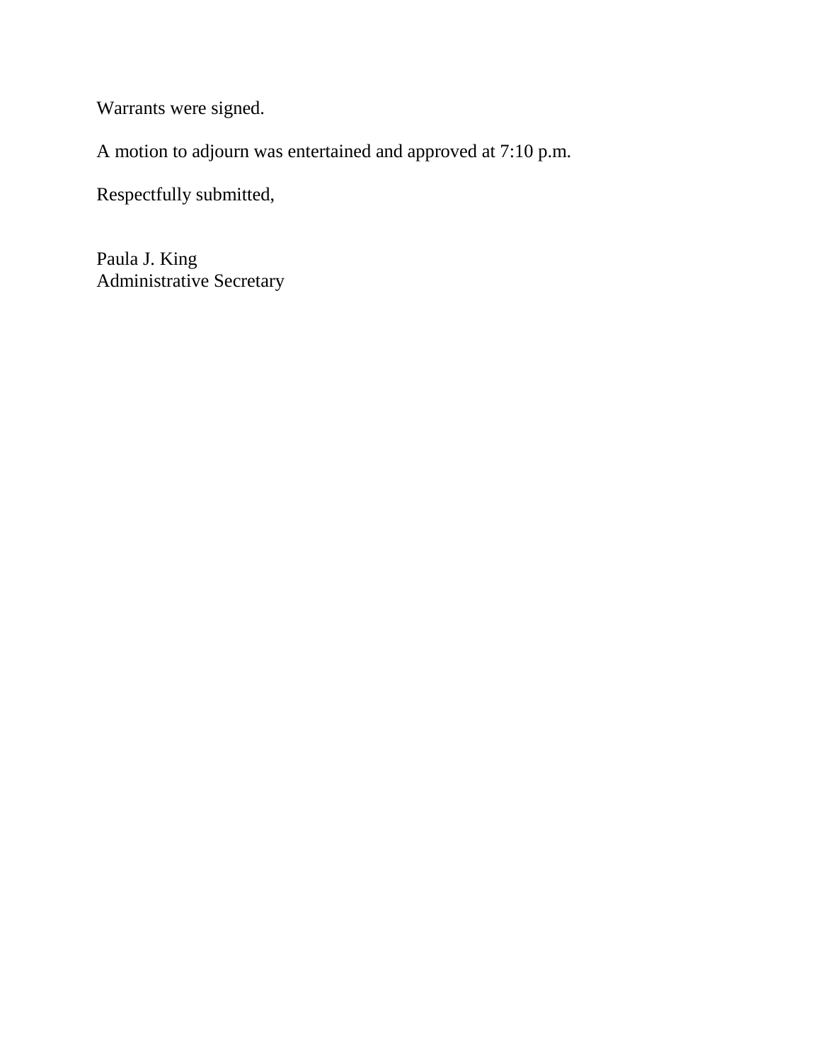Warrants were signed.

A motion to adjourn was entertained and approved at 7:10 p.m.

Respectfully submitted,

Paula J. King
Administrative Secretary